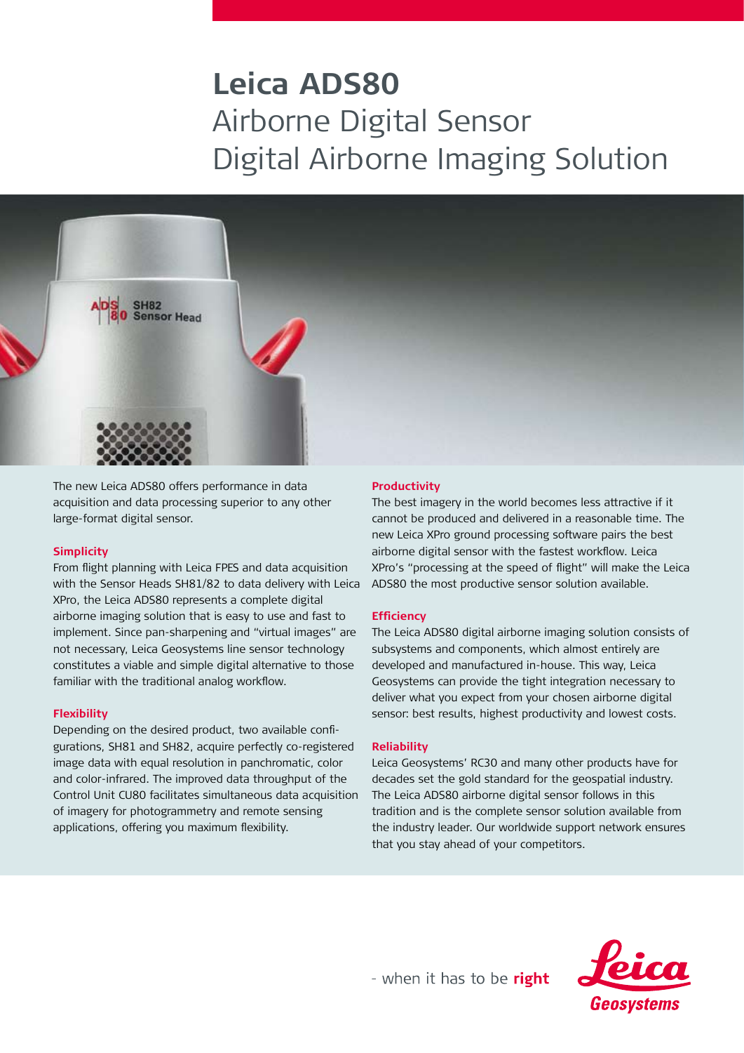# Leica ADS80

## Airborne Digital Sensor
## Digital Airborne Imaging Solution

The new Leica ADS80 offers performance in data acquisition and data processing superior to any other large-format digital sensor.

### Simplicity

From flight planning with Leica FPES and data acquisition with the Sensor Heads SH81/82 to data delivery with Leica XPro, the Leica ADS80 represents a complete digital airborne imaging solution that is easy to use and fast to implement. Since pan-sharpening and "virtual images" are not necessary, Leica Geosystems line sensor technology constitutes a viable and simple digital alternative to those familiar with the traditional analog workflow.

### Flexibility

Depending on the desired product, two available configurations, SH81 and SH82, acquire perfectly co-registered image data with equal resolution in panchromatic, color and color-infrared. The improved data throughput of the Control Unit CU80 facilitates simultaneous data acquisition of imagery for photogrammetry and remote sensing applications, offering you maximum flexibility.

### Productivity

The best imagery in the world becomes less attractive if it cannot be produced and delivered in a reasonable time. The new Leica XPro ground processing software pairs the best airborne digital sensor with the fastest workflow. Leica XPro's "processing at the speed of flight" will make the Leica ADS80 the most productive sensor solution available.

### Efficiency

The Leica ADS80 digital airborne imaging solution consists of subsystems and components, which almost entirely are developed and manufactured in-house. This way, Leica Geosystems can provide the tight integration necessary to deliver what you expect from your chosen airborne digital sensor: best results, highest productivity and lowest costs.

### Reliability

Leica Geosystems' RC30 and many other products have for decades set the gold standard for the geospatial industry. The Leica ADS80 airborne digital sensor follows in this tradition and is the complete sensor solution available from the industry leader. Our worldwide support network ensures that you stay ahead of your competitors.

- when it has to be **right**

Leica Geosystems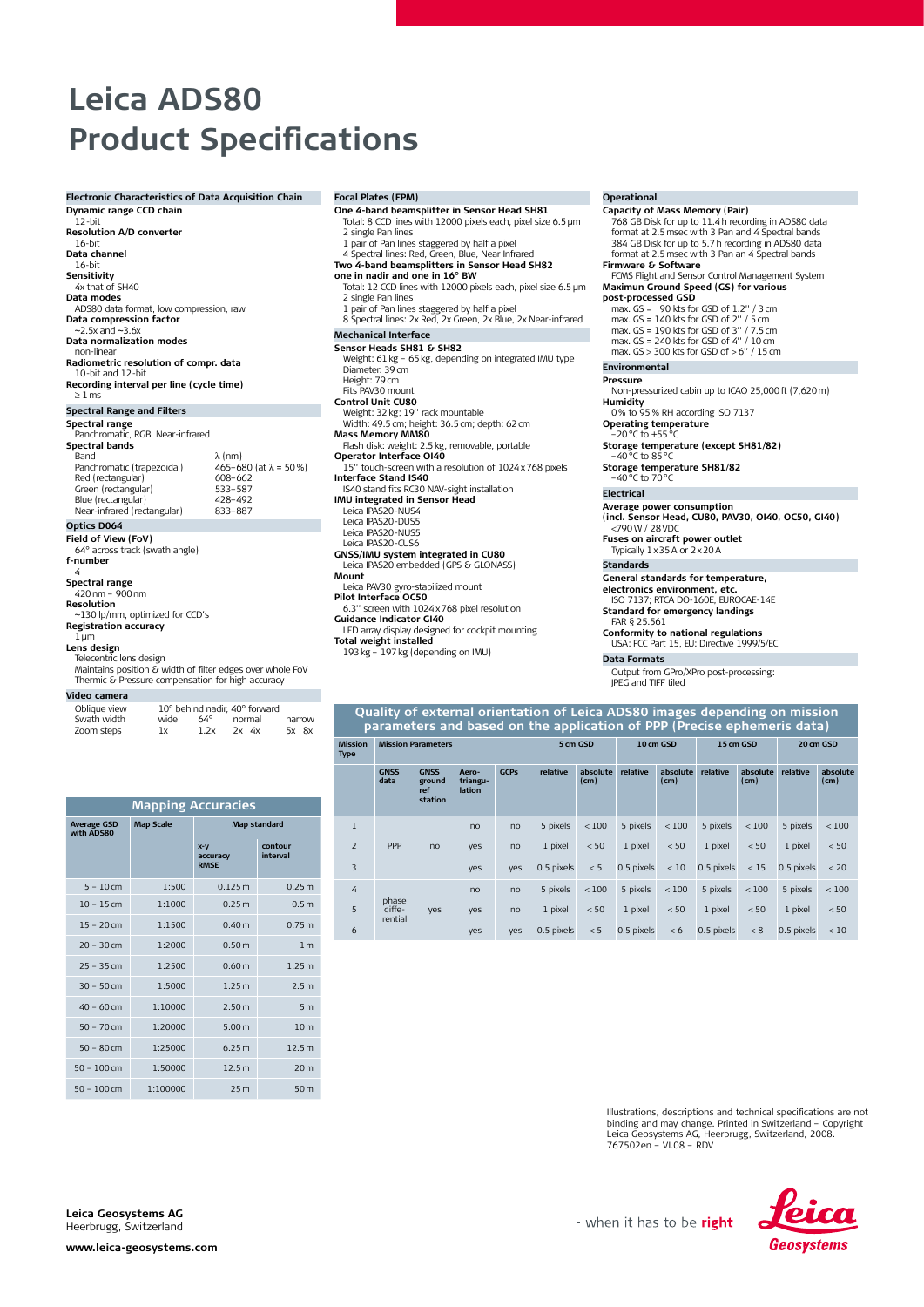# Leica ADS80 Product Specifications

## Electronic Characteristics of Data Acquisition Chain

**Dynamic range CCD chain**
12-bit

**Resolution A/D converter**
16-bit

**Data channel**
16-bit

**Sensitivity**
4x that of SH40

**Data modes**
ADS80 data format, low compression, raw

**Data compression factor**
~2.5x and ~3.6x

**Data normalization modes**
non-linear

**Radiometric resolution of compr. data**
10-bit and 12-bit

**Recording interval per line (cycle time)**
≥ 1 ms

## Spectral Range and Filters

**Spectral range**
Panchromatic, RGB, Near-infrared

**Spectral bands**

| Band | λ (nm) |
|---|---|
| Panchromatic (trapezoidal) | 465–680 (at λ = 50%) |
| Red (rectangular) | 608–662 |
| Green (rectangular) | 533–587 |
| Blue (rectangular) | 428–492 |
| Near-infrared (rectangular) | 833–887 |

## Optics D064

**Field of View (FoV)**
64° across track (swath angle)

**f-number**
4

**Spectral range**
420 nm – 900 nm

**Resolution**
~130 lp/mm, optimized for CCD's

**Registration accuracy**
1 µm

**Lens design**
Telecentric lens design
Maintains position & width of filter edges over whole FoV
Thermic & Pressure compensation for high accuracy

## Video camera

| | | | | | | |
|---|---|---|---|---|---|---|
| Oblique view | 10° behind nadir, 40° forward | | | | | |
| Swath width | wide | 64° | normal | | narrow | |
| Zoom steps | 1x | 1.2x | 2x | 4x | 5x | 8x |

## Focal Plates (FPM)

**One 4-band beamsplitter in Sensor Head SH81**
Total: 8 CCD lines with 12000 pixels each, pixel size 6.5 µm
2 single Pan lines
1 pair of Pan lines staggered by half a pixel
4 Spectral lines: Red, Green, Blue, Near Infrared

**Two 4-band beamsplitters in Sensor Head SH82 one in nadir and one in 16° BW**
Total: 12 CCD lines with 12000 pixels each, pixel size 6.5 µm
2 single Pan lines
1 pair of Pan lines staggered by half a pixel
8 Spectral lines: 2x Red, 2x Green, 2x Blue, 2x Near-infrared

## Mechanical Interface

**Sensor Heads SH81 & SH82**
Weight: 61 kg – 65 kg, depending on integrated IMU type
Diameter: 39 cm
Height: 79 cm
Fits PAV30 mount

**Control Unit CU80**
Weight: 32 kg; 19'' rack mountable
Width: 49.5 cm; height: 36.5 cm; depth: 62 cm

**Mass Memory MM80**
Flash disk: weight: 2.5 kg, removable, portable

**Operator Interface OI40**
15'' touch-screen with a resolution of 1024 x 768 pixels

**Interface Stand IS40**
IS40 stand fits RC30 NAV-sight installation

**IMU integrated in Sensor Head**
Leica IPAS20-NUS4
Leica IPAS20-DUS5
Leica IPAS20-NUS5
Leica IPAS20-CUS6

**GNSS/IMU system integrated in CU80**
Leica IPAS20 embedded (GPS & GLONASS)

**Mount**
Leica PAV30 gyro-stabilized mount

**Pilot Interface OC50**
6.3'' screen with 1024 x 768 pixel resolution

**Guidance Indicator GI40**
LED array display designed for cockpit mounting

**Total weight installed**
193 kg – 197 kg (depending on IMU)

## Operational

**Capacity of Mass Memory (Pair)**
768 GB Disk for up to 11.4 h recording in ADS80 data format at 2.5 msec with 3 Pan and 4 Spectral bands
384 GB Disk for up to 5.7 h recording in ADS80 data format at 2.5 msec with 3 Pan an 4 Spectral bands

**Firmware & Software**
FCMS Flight and Sensor Control Management System

**Maximun Ground Speed (GS) for various post-processed GSD**
max. GS = 90 kts for GSD of 1.2'' / 3 cm
max. GS = 140 kts for GSD of 2'' / 5 cm
max. GS = 190 kts for GSD of 3'' / 7.5 cm
max. GS = 240 kts for GSD of 4'' / 10 cm
max. GS > 300 kts for GSD of > 6'' / 15 cm

## Environmental

**Pressure**
Non-pressurized cabin up to ICAO 25,000 ft (7,620 m)

**Humidity**
0% to 95% RH according ISO 7137

**Operating temperature**
−20 °C to +55 °C

**Storage temperature (except SH81/82)**
−40 °C to 85 °C

**Storage temperature SH81/82**
−40 °C to 70 °C

## Electrical

**Average power consumption (incl. Sensor Head, CU80, PAV30, OI40, OC50, GI40)**
<790 W / 28 VDC

**Fuses on aircraft power outlet**
Typically 1 x 35 A or 2 x 20 A

## Standards

**General standards for temperature, electronics environment, etc.**
ISO 7137; RTCA DO-160E, EUROCAE-14E

**Standard for emergency landings**
FAR § 25.561

**Conformity to national regulations**
USA: FCC Part 15, EU: Directive 1999/5/EC

## Data Formats

Output from GPro/XPro post-processing:
JPEG and TIFF tiled

## Mapping Accuracies

| Average GSD with ADS80 | Map Scale | Map standard | |
|---|---|---|---|
| | | x-y accuracy RMSE | contour interval |
| 5 – 10 cm | 1:500 | 0.125 m | 0.25 m |
| 10 – 15 cm | 1:1000 | 0.25 m | 0.5 m |
| 15 – 20 cm | 1:1500 | 0.40 m | 0.75 m |
| 20 – 30 cm | 1:2000 | 0.50 m | 1 m |
| 25 – 35 cm | 1:2500 | 0.60 m | 1.25 m |
| 30 – 50 cm | 1:5000 | 1.25 m | 2.5 m |
| 40 – 60 cm | 1:10000 | 2.50 m | 5 m |
| 50 – 70 cm | 1:20000 | 5.00 m | 10 m |
| 50 – 80 cm | 1:25000 | 6.25 m | 12.5 m |
| 50 – 100 cm | 1:50000 | 12.5 m | 20 m |
| 50 – 100 cm | 1:100000 | 25 m | 50 m |

## Quality of external orientation of Leica ADS80 images depending on mission parameters and based on the application of PPP (Precise ephemeris data)

| Mission Type | Mission Parameters | | | | 5 cm GSD | | 10 cm GSD | | 15 cm GSD | | 20 cm GSD | |
|---|---|---|---|---|---|---|---|---|---|---|---|---|
| | GNSS data | GNSS ground ref station | Aero-triangu-lation | GCPs | relative | absolute (cm) | relative | absolute (cm) | relative | absolute (cm) | relative | absolute (cm) |
| 1 | PPP | no | no | no | 5 pixels | < 100 | 5 pixels | < 100 | 5 pixels | < 100 | 5 pixels | < 100 |
| 2 | | | yes | no | 1 pixel | < 50 | 1 pixel | < 50 | 1 pixel | < 50 | 1 pixel | < 50 |
| 3 | | | yes | yes | 0.5 pixels | < 5 | 0.5 pixels | < 10 | 0.5 pixels | < 15 | 0.5 pixels | < 20 |
| 4 | phase diffe-rential | yes | no | no | 5 pixels | < 100 | 5 pixels | < 100 | 5 pixels | < 100 | 5 pixels | < 100 |
| 5 | | | yes | no | 1 pixel | < 50 | 1 pixel | < 50 | 1 pixel | < 50 | 1 pixel | < 50 |
| 6 | | | yes | yes | 0.5 pixels | < 5 | 0.5 pixels | < 6 | 0.5 pixels | < 8 | 0.5 pixels | < 10 |

Illustrations, descriptions and technical specifications are not binding and may change. Printed in Switzerland – Copyright Leica Geosystems AG, Heerbrugg, Switzerland, 2008.
767502en – VI.08 – RDV

**Leica Geosystems AG**
Heerbrugg, Switzerland

**www.leica-geosystems.com**

- when it has to be **right**

Leica Geosystems